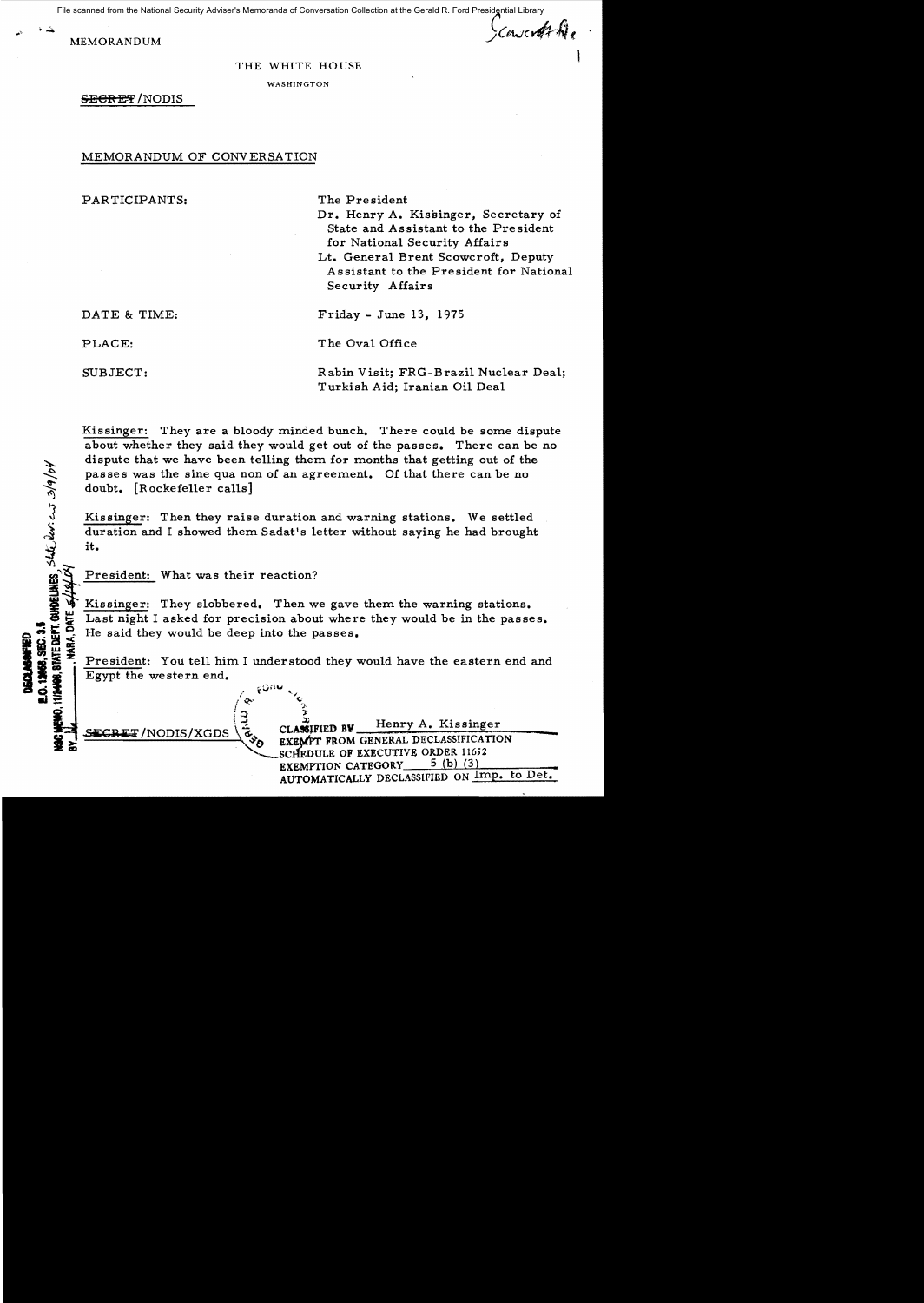File scanned from the National Security Adviser's Memoranda of Conversation Collection at the Gerald R. Ford Presidential Library

MEMORANDUM

Scowcroft file

THE WHITE HOUSE

WASHINGTON

~~SECRET~~/NODIS

## MEMORANDUM OF CONVERSATION

PARTICIPANTS: The President
Dr. Henry A. Kissinger, Secretary of State and Assistant to the President for National Security Affairs
Lt. General Brent Scowcroft, Deputy Assistant to the President for National Security Affairs

DATE & TIME: Friday - June 13, 1975

PLACE: The Oval Office

SUBJECT: Rabin Visit; FRG-Brazil Nuclear Deal; Turkish Aid; Iranian Oil Deal

DECLASSIFIED
E.O. 12958, SEC. 3.5
NSC MEMO, 11/24/98, STATE DEPT. GUIDELINES, State Dev. ew 3/9/04
BY [illegible], NARA, DATE 5/18/04

Kissinger: They are a bloody minded bunch. There could be some dispute about whether they said they would get out of the passes. There can be no dispute that we have been telling them for months that getting out of the passes was the sine qua non of an agreement. Of that there can be no doubt. [Rockefeller calls]

Kissinger: Then they raise duration and warning stations. We settled duration and I showed them Sadat's letter without saying he had brought it.

President: What was their reaction?

Kissinger: They slobbered. Then we gave them the warning stations. Last night I asked for precision about where they would be in the passes. He said they would be deep into the passes.

President: You tell him I understood they would have the eastern end and Egypt the western end.

~~SECRET~~/NODIS/XGDS

CLASSIFIED BY Henry A. Kissinger
EXEMPT FROM GENERAL DECLASSIFICATION
SCHEDULE OF EXECUTIVE ORDER 11652
EXEMPTION CATEGORY 5 (b) (3)
AUTOMATICALLY DECLASSIFIED ON Imp. to Det.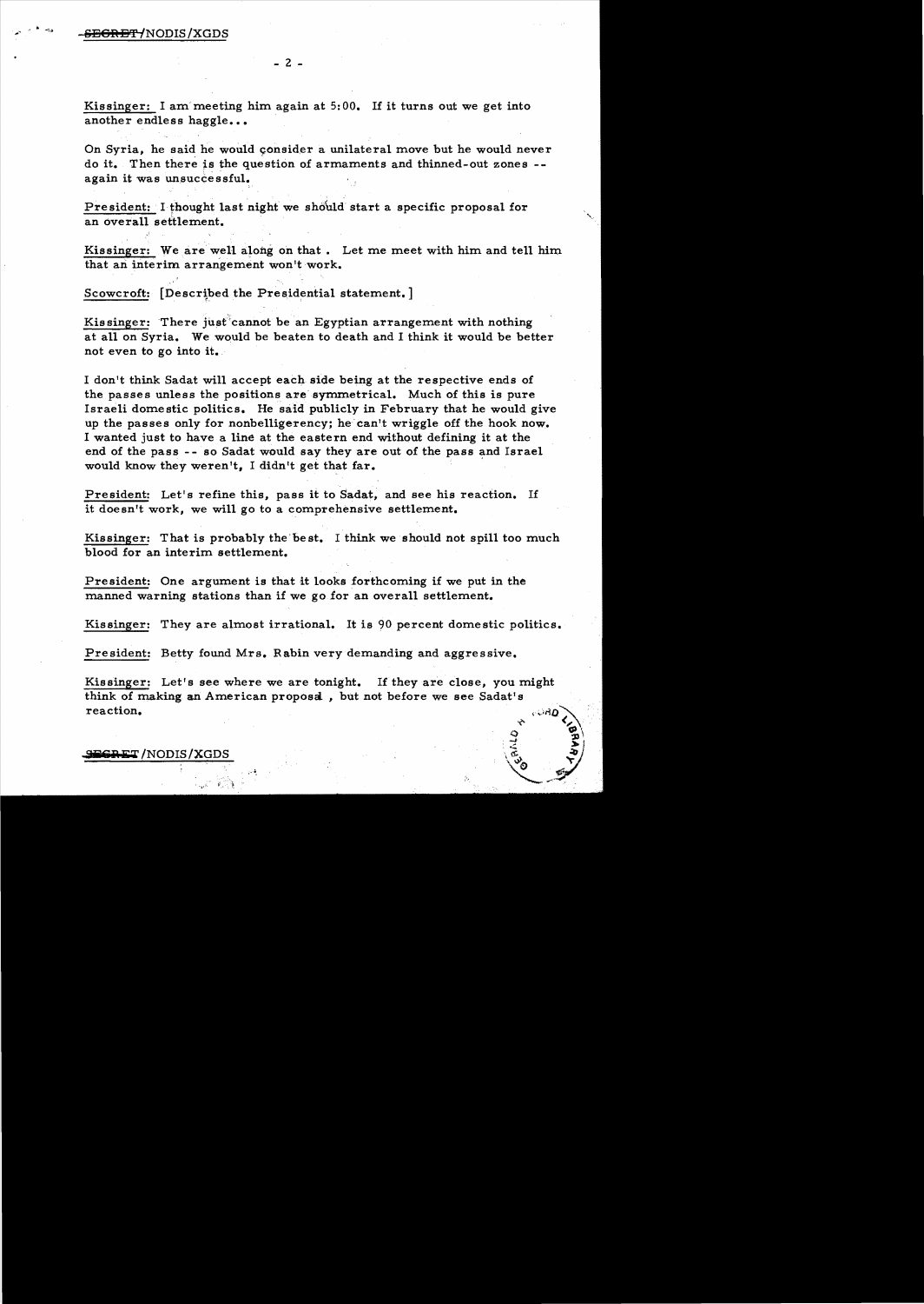Kissinger: I am meeting him again at 5:00. If it turns out we get into another endless haggle...

On Syria, he said he would consider a unilateral move but he would never do it. Then there is the question of armaments and thinned-out zones -- again it was unsuccessful.

President: I thought last night we should start a specific proposal for an overall settlement.

Kissinger: We are well along on that. Let me meet with him and tell him that an interim arrangement won't work.

Scowcroft: [Described the Presidential statement.]

Kissinger: There just cannot be an Egyptian arrangement with nothing at all on Syria. We would be beaten to death and I think it would be better not even to go into it.

I don't think Sadat will accept each side being at the respective ends of the passes unless the positions are symmetrical. Much of this is pure Israeli domestic politics. He said publicly in February that he would give up the passes only for nonbelligerency; he can't wriggle off the hook now. I wanted just to have a line at the eastern end without defining it at the end of the pass -- so Sadat would say they are out of the pass and Israel would know they weren't, I didn't get that far.

President: Let's refine this, pass it to Sadat, and see his reaction. If it doesn't work, we will go to a comprehensive settlement.

Kissinger: That is probably the best. I think we should not spill too much blood for an interim settlement.

President: One argument is that it looks forthcoming if we put in the manned warning stations than if we go for an overall settlement.

Kissinger: They are almost irrational. It is 90 percent domestic politics.

President: Betty found Mrs. Rabin very demanding and aggressive.

Kissinger: Let's see where we are tonight. If they are close, you might think of making an American proposal, but not before we see Sadat's reaction.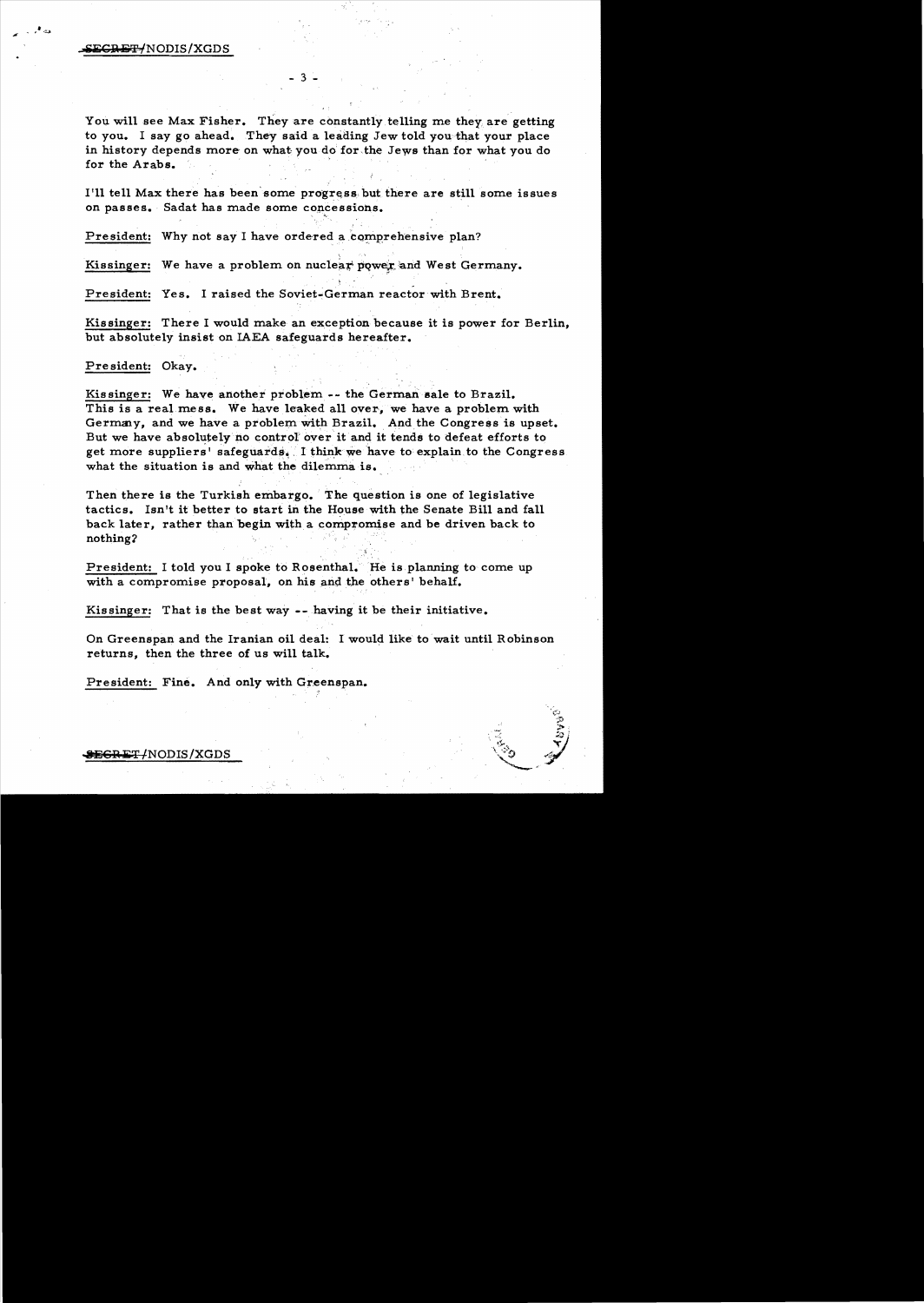You will see Max Fisher. They are constantly telling me they are getting to you. I say go ahead. They said a leading Jew told you that your place in history depends more on what you do for the Jews than for what you do for the Arabs.

I'll tell Max there has been some progress but there are still some issues on passes. Sadat has made some concessions.

President: Why not say I have ordered a comprehensive plan?

Kissinger: We have a problem on nuclear power and West Germany.

President: Yes. I raised the Soviet-German reactor with Brent.

Kissinger: There I would make an exception because it is power for Berlin, but absolutely insist on IAEA safeguards hereafter.

President: Okay.

Kissinger: We have another problem -- the German sale to Brazil. This is a real mess. We have leaked all over, we have a problem with Germany, and we have a problem with Brazil. And the Congress is upset. But we have absolutely no control over it and it tends to defeat efforts to get more suppliers' safeguards. I think we have to explain to the Congress what the situation is and what the dilemma is.

Then there is the Turkish embargo. The question is one of legislative tactics. Isn't it better to start in the House with the Senate Bill and fall back later, rather than begin with a compromise and be driven back to nothing?

President: I told you I spoke to Rosenthal. He is planning to come up with a compromise proposal, on his and the others' behalf.

Kissinger: That is the best way -- having it be their initiative.

On Greenspan and the Iranian oil deal: I would like to wait until Robinson returns, then the three of us will talk.

President: Fine. And only with Greenspan.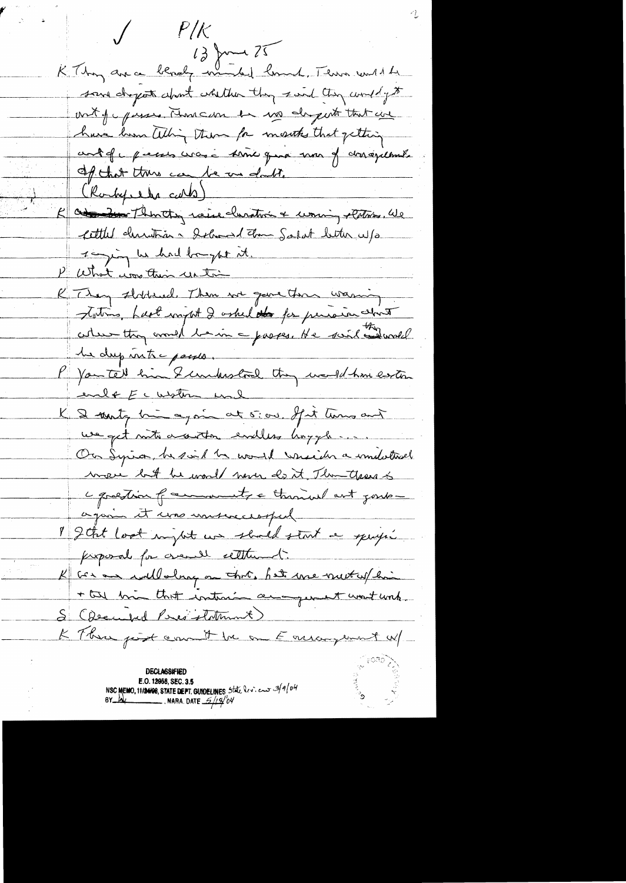P/K

13 June 75

K They are a bloody minded bunch. There would be some dispute about whether they said they would get out of the passes. There can be no dispute that we have been telling them for months that getting out of the passes was a sine qua non of an agreement. Of that there can be no doubt.

(Rumsfeld calls)

K Thursday raise duration & warning stations. We settled duration. I showed them Sadat letter w/o saying he had brought it.

P What was their reaction

K They stalled. Then we gave them warning stations. Last night I asked for precision about where they would be in the passes. He said they would be deep into the passes.

P You tell him I understood they would have eastern end & E western end

K I saw him again at 5:00. If it turns out we get into another endless haggle....

On Syria, he said he would consider a unilateral move but he would never do it. Then there is the question of a commitment & the oil and goods — again it was unsuccessful.

P I felt last night we should start a specific proposal for overall settlement.

K We are all along on that. But we meet w/ him & tell him that interim arrangement won't work.

S (Described Pres' statement)

K There just cannot be an E arrangement w/

DECLASSIFIED
E.O. 12958, SEC. 3.5
NSC MEMO, 11/24/98, STATE DEPT. GUIDELINES State Rev. ew 3/9/04
BY [illegible] NARA, DATE 5/18/04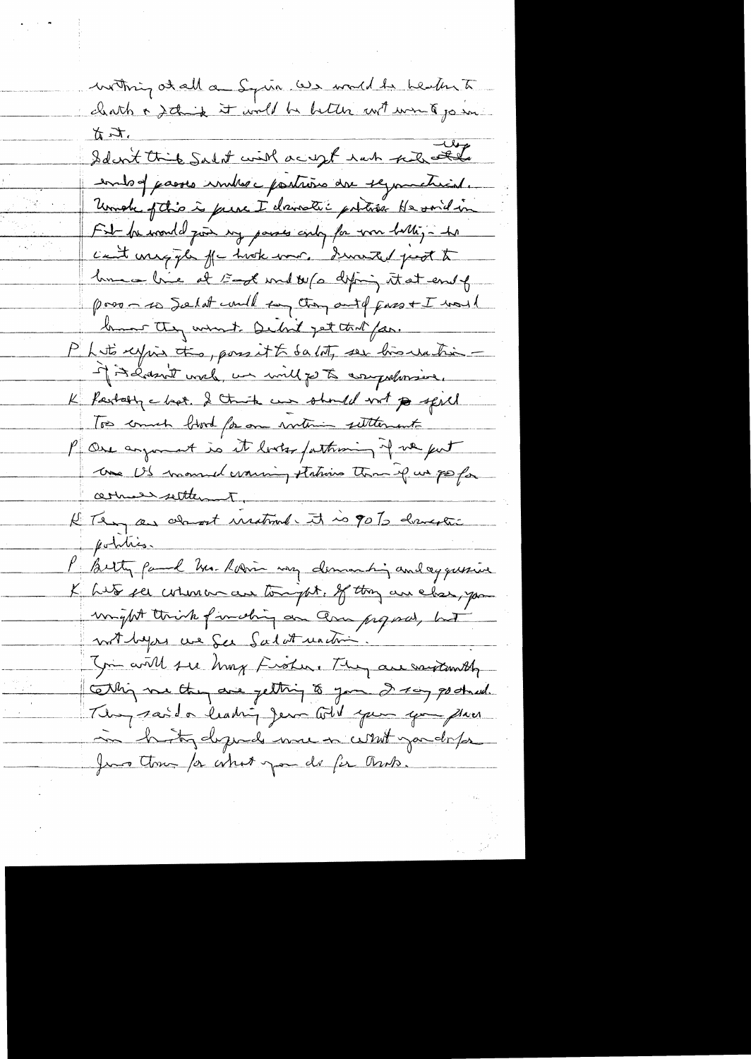nothing at all a Syria. We would be beaten to death & I think it would be better not even to join to it.

I don't think Sadat will accept such specific sorts of passes unless positions are symmetrical. Much of this is pure Israeli domestic politics. He said in Feb he would join in passes only for non-letting – he can't wriggle off the hook now. I wanted just to have a line at East end & 1/2 dipping at east end of pass – so Sadat could say they out of pass & I would know they weren't. Didn't get that far.

P Let's refine this, pass it to Sadat, see his reaction – If it doesn't work, we will go to comprehensive.

K Probably a lost. I think we should not go spill too much blood for an interim settlement.

P One argument is it looks/something if we put the US manned warning stations then if we go for overall settlement.

K They are almost irrational. It is 90% domestic politics.

P Betty found Mrs. Rabin very demanding and aggressive.

K Let's see where we are tonight. If they are close, you might think of making an Amer proposal, but not before we see Sadat reaction.

You will see Max Fisher. They are constantly telling me they are getting to you. I say go ahead. They said a leading Jew told you your place in history depends more on what you do for Jews than for what you do for Arabs.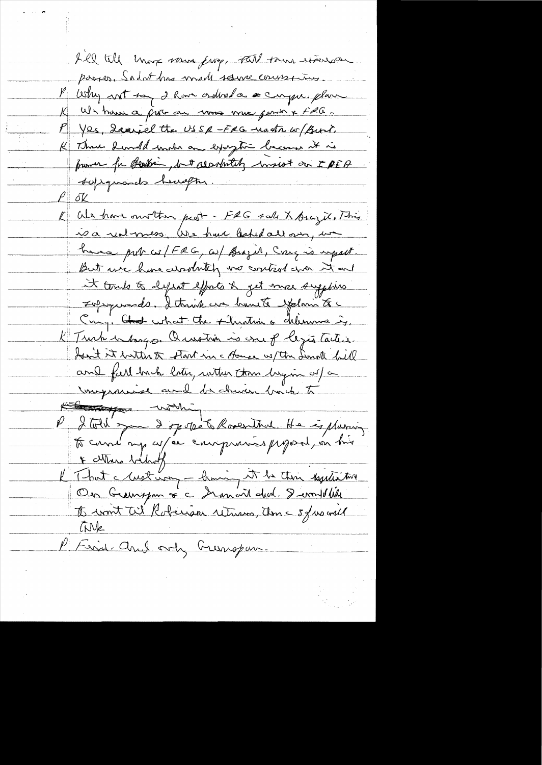I'll tell Marx some [illegible], tell them [illegible] passes. Sadat has made some concessions.

P Why not say I have ordered a complete plan

K We have a problem on [illegible] nuc power & FRG.

P Yes, I raised the USSR-FRG matter w/Brandt.

K There I would make an exception because it is power for Berlin, but absolutely insist on IAEA safeguards hereafter.

P OK

K We have another prob – FRG sale to Brazil. This is a real mess. We have looked all over, we have a prob w/FRG, w/Brazil, Cong is upset. But we have absolutely no control over it and it tends to defeat efforts to get more suppliers safeguards. I think we have to explain to Cong. what the situation & dilemma is.

K Turk embargo. Question is one of legis tactics. Isn't it better to start in c House w/the Senate bill and fall back later, rather than begin w/a compromise and be driven back to ~~[illegible]~~ nothing

P I told you I spoke to Rosenthal. He is planning to come up w/a compromise proposal, on his & others behalf

K That's wrong – having it be their initiative. On Greenspan & c Simon coal deal. I would like to wait til Robinson returns, then c 3 of us will talk

P First and only Greenspan.